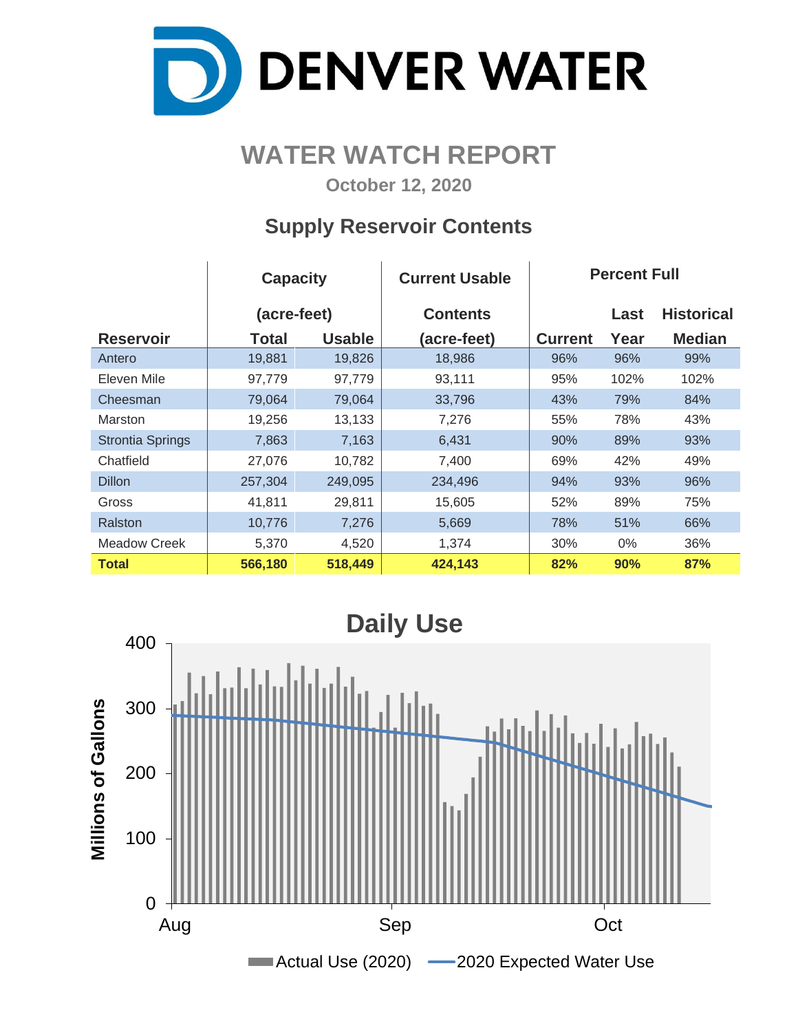# DENVER WATER

## WATER WATCH REPORT

October 12, 2020

### Supply Reservoir Contents

| Reservoir | Capacity (acre-feet) Total | Usable | Current Usable Contents (acre-feet) | Percent Full Current | Last Year | Historical Median |
|---|---|---|---|---|---|---|
| Antero | 19,881 | 19,826 | 18,986 | 96% | 96% | 99% |
| Eleven Mile | 97,779 | 97,779 | 93,111 | 95% | 102% | 102% |
| Cheesman | 79,064 | 79,064 | 33,796 | 43% | 79% | 84% |
| Marston | 19,256 | 13,133 | 7,276 | 55% | 78% | 43% |
| Strontia Springs | 7,863 | 7,163 | 6,431 | 90% | 89% | 93% |
| Chatfield | 27,076 | 10,782 | 7,400 | 69% | 42% | 49% |
| Dillon | 257,304 | 249,095 | 234,496 | 94% | 93% | 96% |
| Gross | 41,811 | 29,811 | 15,605 | 52% | 89% | 75% |
| Ralston | 10,776 | 7,276 | 5,669 | 78% | 51% | 66% |
| Meadow Creek | 5,370 | 4,520 | 1,374 | 30% | 0% | 36% |
| **Total** | **566,180** | **518,449** | **424,143** | **82%** | **90%** | **87%** |

### Daily Use

Millions of Gallons (0–400); Aug, Sep, Oct

Actual Use (2020) — 2020 Expected Water Use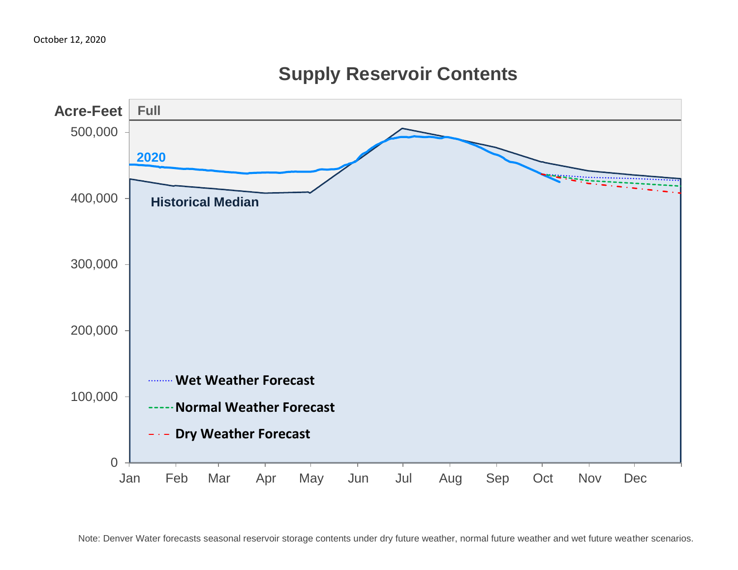October 12, 2020

## Supply Reservoir Contents

Acre-Feet

Full

500,000

400,000

300,000

200,000

100,000

0

2020

Historical Median

Wet Weather Forecast

Normal Weather Forecast

Dry Weather Forecast

Jan Feb Mar Apr May Jun Jul Aug Sep Oct Nov Dec

Note: Denver Water forecasts seasonal reservoir storage contents under dry future weather, normal future weather and wet future weather scenarios.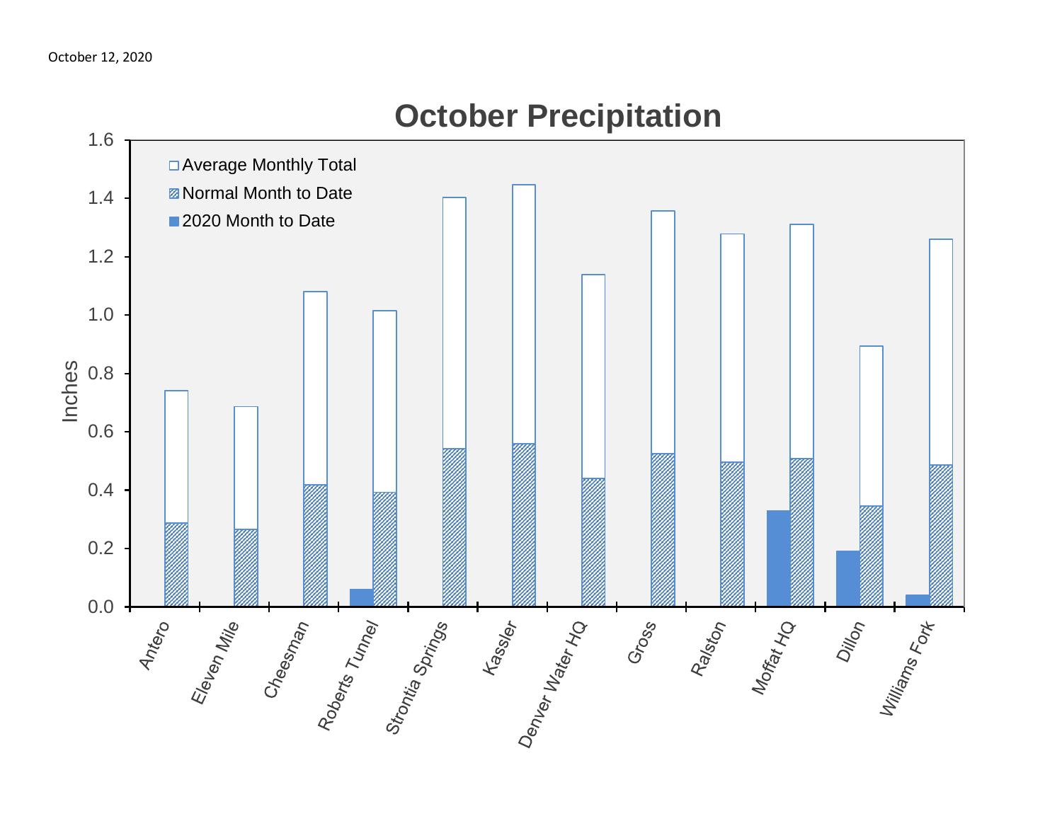October 12, 2020

## October Precipitation

Inches

- Average Monthly Total
- Normal Month to Date
- 2020 Month to Date

1.6
1.4
1.2
1.0
0.8
0.6
0.4
0.2
0.0

Antero, Eleven Mile, Cheesman, Roberts Tunnel, Strontia Springs, Kassler, Denver Water HQ, Gross, Ralston, Moffat HQ, Dillon, Williams Fork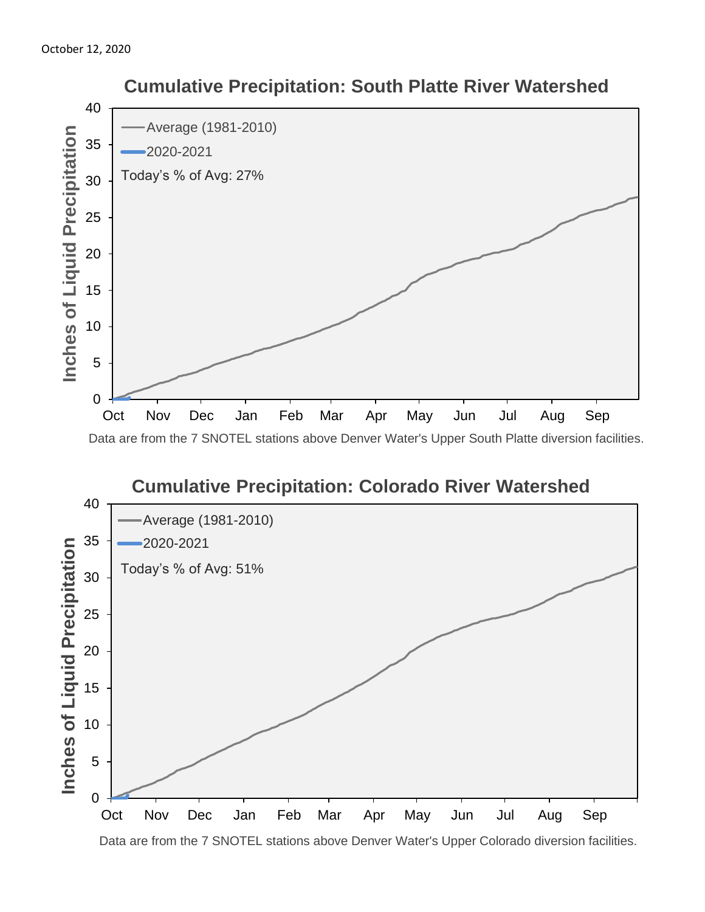October 12, 2020

## Cumulative Precipitation: South Platte River Watershed

Inches of Liquid Precipitation

- Average (1981-2010)
- 2020-2021

Today's % of Avg: 27%

Oct, Nov, Dec, Jan, Feb, Mar, Apr, May, Jun, Jul, Aug, Sep

Data are from the 7 SNOTEL stations above Denver Water's Upper South Platte diversion facilities.

## Cumulative Precipitation: Colorado River Watershed

Inches of Liquid Precipitation

- Average (1981-2010)
- 2020-2021

Today's % of Avg: 51%

Oct, Nov, Dec, Jan, Feb, Mar, Apr, May, Jun, Jul, Aug, Sep

Data are from the 7 SNOTEL stations above Denver Water's Upper Colorado diversion facilities.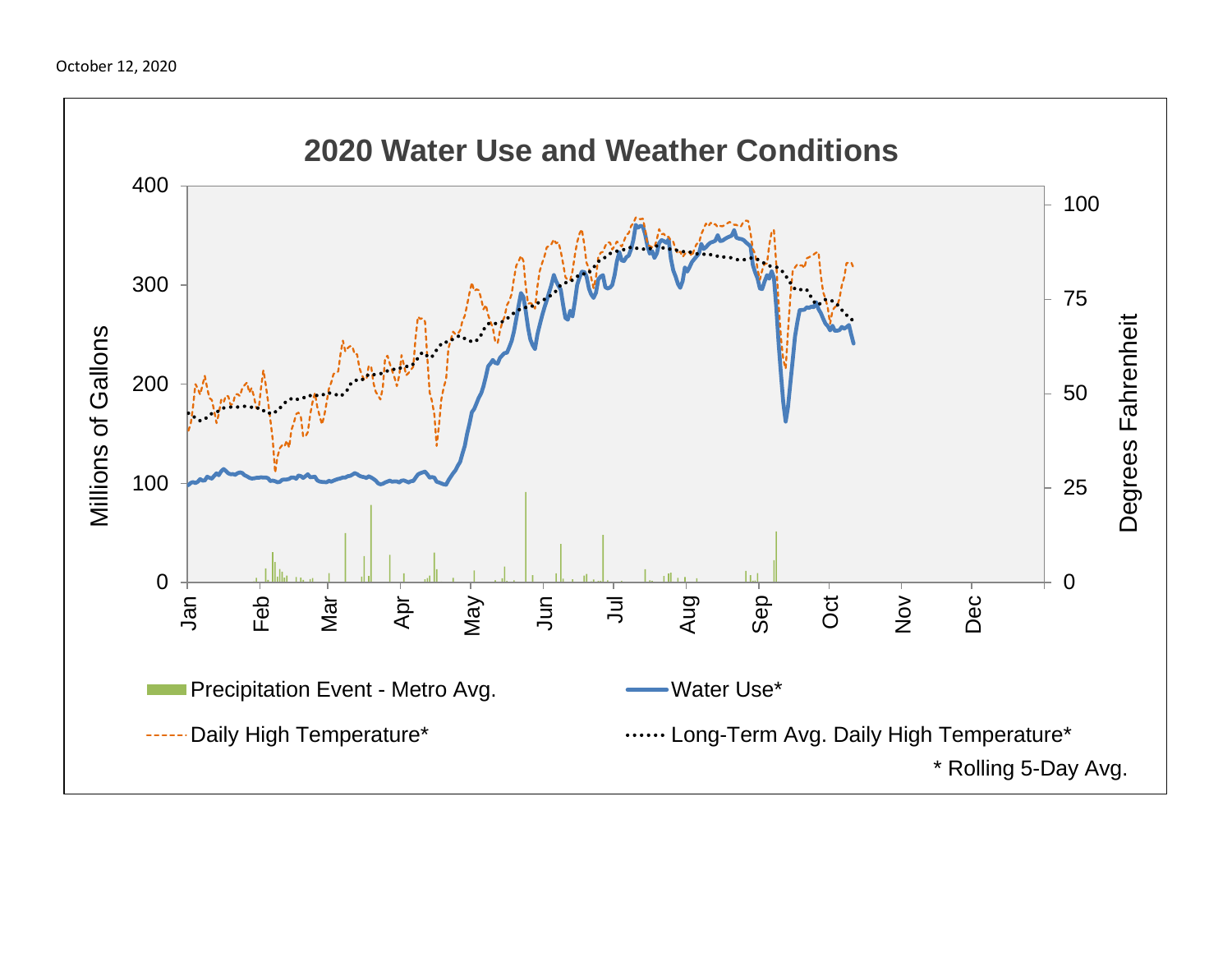October 12, 2020

## 2020 Water Use and Weather Conditions

Millions of Gallons: 0, 100, 200, 300, 400

Degrees Fahrenheit: 0, 25, 50, 75, 100

Jan, Feb, Mar, Apr, May, Jun, Jul, Aug, Sep, Oct, Nov, Dec

Precipitation Event - Metro Avg.

Water Use*

Daily High Temperature*

Long-Term Avg. Daily High Temperature*

\* Rolling 5-Day Avg.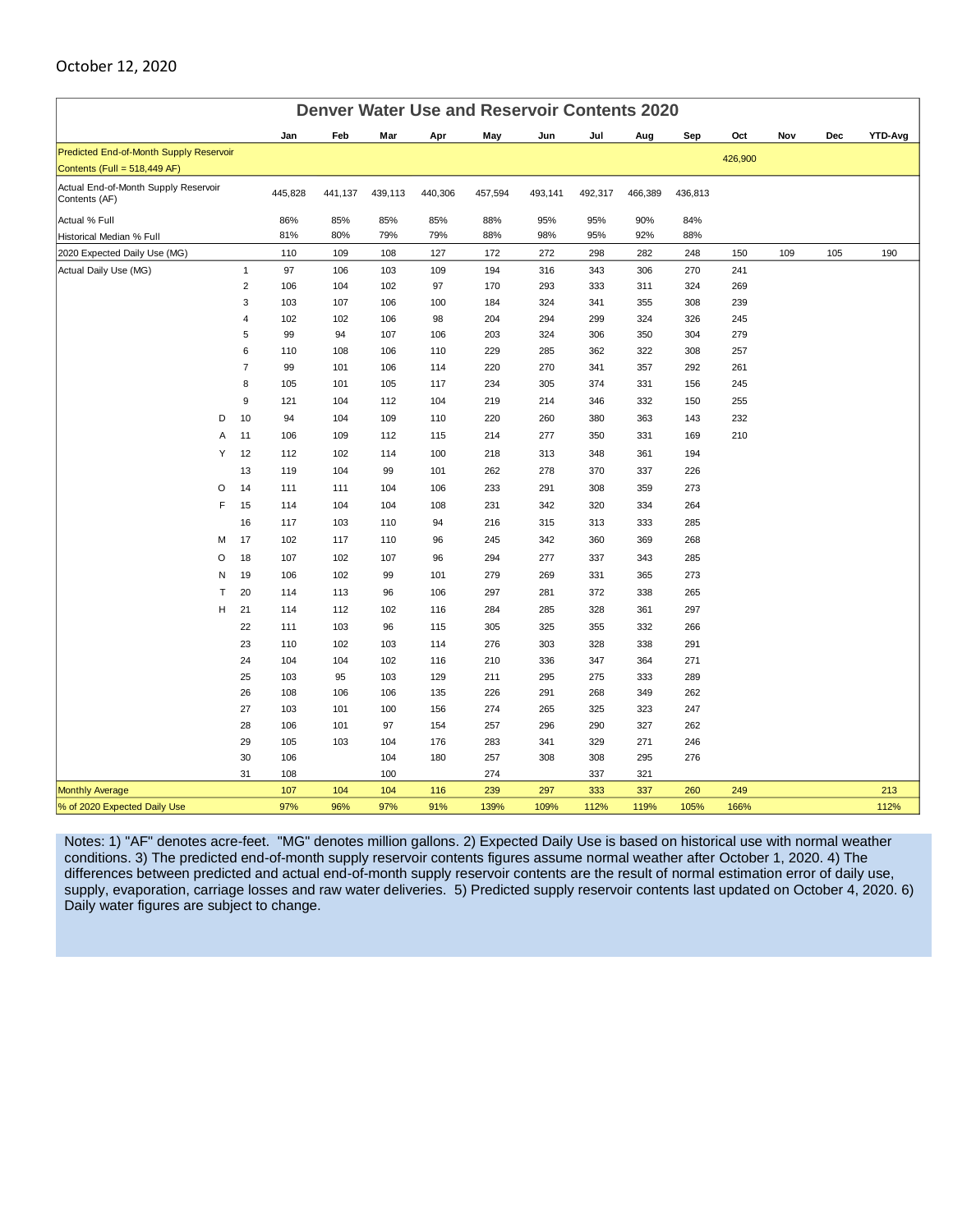October 12, 2020

## Denver Water Use and Reservoir Contents 2020

| | | Jan | Feb | Mar | Apr | May | Jun | Jul | Aug | Sep | Oct | Nov | Dec | YTD-Avg |
|---|---|---|---|---|---|---|---|---|---|---|---|---|---|---|
| Predicted End-of-Month Supply Reservoir Contents (Full = 518,449 AF) | | | | | | | | | | | 426,900 | | | |
| Actual End-of-Month Supply Reservoir Contents (AF) | | 445,828 | 441,137 | 439,113 | 440,306 | 457,594 | 493,141 | 492,317 | 466,389 | 436,813 | | | | |
| Actual % Full | | 86% | 85% | 85% | 85% | 88% | 95% | 95% | 90% | 84% | | | | |
| Historical Median % Full | | 81% | 80% | 79% | 79% | 88% | 98% | 95% | 92% | 88% | | | | |
| 2020 Expected Daily Use (MG) | | 110 | 109 | 108 | 127 | 172 | 272 | 298 | 282 | 248 | 150 | 109 | 105 | 190 |
| Actual Daily Use (MG) | 1 | 97 | 106 | 103 | 109 | 194 | 316 | 343 | 306 | 270 | 241 | | | |
| | 2 | 106 | 104 | 102 | 97 | 170 | 293 | 333 | 311 | 324 | 269 | | | |
| | 3 | 103 | 107 | 106 | 100 | 184 | 324 | 341 | 355 | 308 | 239 | | | |
| | 4 | 102 | 102 | 106 | 98 | 204 | 294 | 299 | 324 | 326 | 245 | | | |
| | 5 | 99 | 94 | 107 | 106 | 203 | 324 | 306 | 350 | 304 | 279 | | | |
| | 6 | 110 | 108 | 106 | 110 | 229 | 285 | 362 | 322 | 308 | 257 | | | |
| | 7 | 99 | 101 | 106 | 114 | 220 | 270 | 341 | 357 | 292 | 261 | | | |
| | 8 | 105 | 101 | 105 | 117 | 234 | 305 | 374 | 331 | 156 | 245 | | | |
| | 9 | 121 | 104 | 112 | 104 | 219 | 214 | 346 | 332 | 150 | 255 | | | |
| D | 10 | 94 | 104 | 109 | 110 | 220 | 260 | 380 | 363 | 143 | 232 | | | |
| A | 11 | 106 | 109 | 112 | 115 | 214 | 277 | 350 | 331 | 169 | 210 | | | |
| Y | 12 | 112 | 102 | 114 | 100 | 218 | 313 | 348 | 361 | 194 | | | | |
| | 13 | 119 | 104 | 99 | 101 | 262 | 278 | 370 | 337 | 226 | | | | |
| O | 14 | 111 | 111 | 104 | 106 | 233 | 291 | 308 | 359 | 273 | | | | |
| F | 15 | 114 | 104 | 104 | 108 | 231 | 342 | 320 | 334 | 264 | | | | |
| | 16 | 117 | 103 | 110 | 94 | 216 | 315 | 313 | 333 | 285 | | | | |
| M | 17 | 102 | 117 | 110 | 96 | 245 | 342 | 360 | 369 | 268 | | | | |
| O | 18 | 107 | 102 | 107 | 96 | 294 | 277 | 337 | 343 | 285 | | | | |
| N | 19 | 106 | 102 | 99 | 101 | 279 | 269 | 331 | 365 | 273 | | | | |
| T | 20 | 114 | 113 | 96 | 106 | 297 | 281 | 372 | 338 | 265 | | | | |
| H | 21 | 114 | 112 | 102 | 116 | 284 | 285 | 328 | 361 | 297 | | | | |
| | 22 | 111 | 103 | 96 | 115 | 305 | 325 | 355 | 332 | 266 | | | | |
| | 23 | 110 | 102 | 103 | 114 | 276 | 303 | 328 | 338 | 291 | | | | |
| | 24 | 104 | 104 | 102 | 116 | 210 | 336 | 347 | 364 | 271 | | | | |
| | 25 | 103 | 95 | 103 | 129 | 211 | 295 | 275 | 333 | 289 | | | | |
| | 26 | 108 | 106 | 106 | 135 | 226 | 291 | 268 | 349 | 262 | | | | |
| | 27 | 103 | 101 | 100 | 156 | 274 | 265 | 325 | 323 | 247 | | | | |
| | 28 | 106 | 101 | 97 | 154 | 257 | 296 | 290 | 327 | 262 | | | | |
| | 29 | 105 | 103 | 104 | 176 | 283 | 341 | 329 | 271 | 246 | | | | |
| | 30 | 106 | | 104 | 180 | 257 | 308 | 308 | 295 | 276 | | | | |
| | 31 | 108 | | 100 | | 274 | | 337 | 321 | | | | | |
| Monthly Average | | 107 | 104 | 104 | 116 | 239 | 297 | 333 | 337 | 260 | 249 | | | 213 |
| % of 2020 Expected Daily Use | | 97% | 96% | 97% | 91% | 139% | 109% | 112% | 119% | 105% | 166% | | | 112% |

Notes: 1) "AF" denotes acre-feet. "MG" denotes million gallons. 2) Expected Daily Use is based on historical use with normal weather conditions. 3) The predicted end-of-month supply reservoir contents figures assume normal weather after October 1, 2020. 4) The differences between predicted and actual end-of-month supply reservoir contents are the result of normal estimation error of daily use, supply, evaporation, carriage losses and raw water deliveries. 5) Predicted supply reservoir contents last updated on October 4, 2020. 6) Daily water figures are subject to change.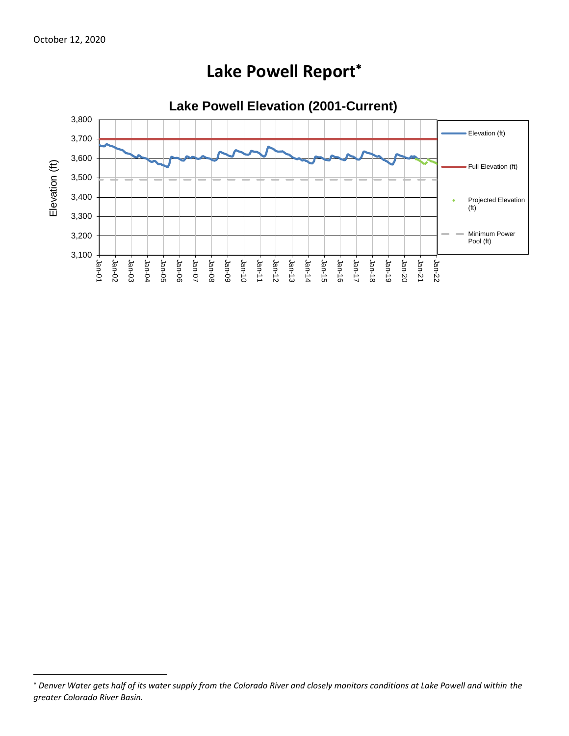October 12, 2020

# Lake Powell Report*

Lake Powell Elevation (2001-Current)

Elevation (ft)

3,800
3,700
3,600
3,500
3,400
3,300
3,200
3,100

Jan-01 Jan-02 Jan-03 Jan-04 Jan-05 Jan-06 Jan-07 Jan-08 Jan-09 Jan-10 Jan-11 Jan-12 Jan-13 Jan-14 Jan-15 Jan-16 Jan-17 Jan-18 Jan-19 Jan-20 Jan-21 Jan-22

Elevation (ft)

Full Elevation (ft)

Projected Elevation (ft)

Minimum Power Pool (ft)

---

* *Denver Water gets half of its water supply from the Colorado River and closely monitors conditions at Lake Powell and within the greater Colorado River Basin.*